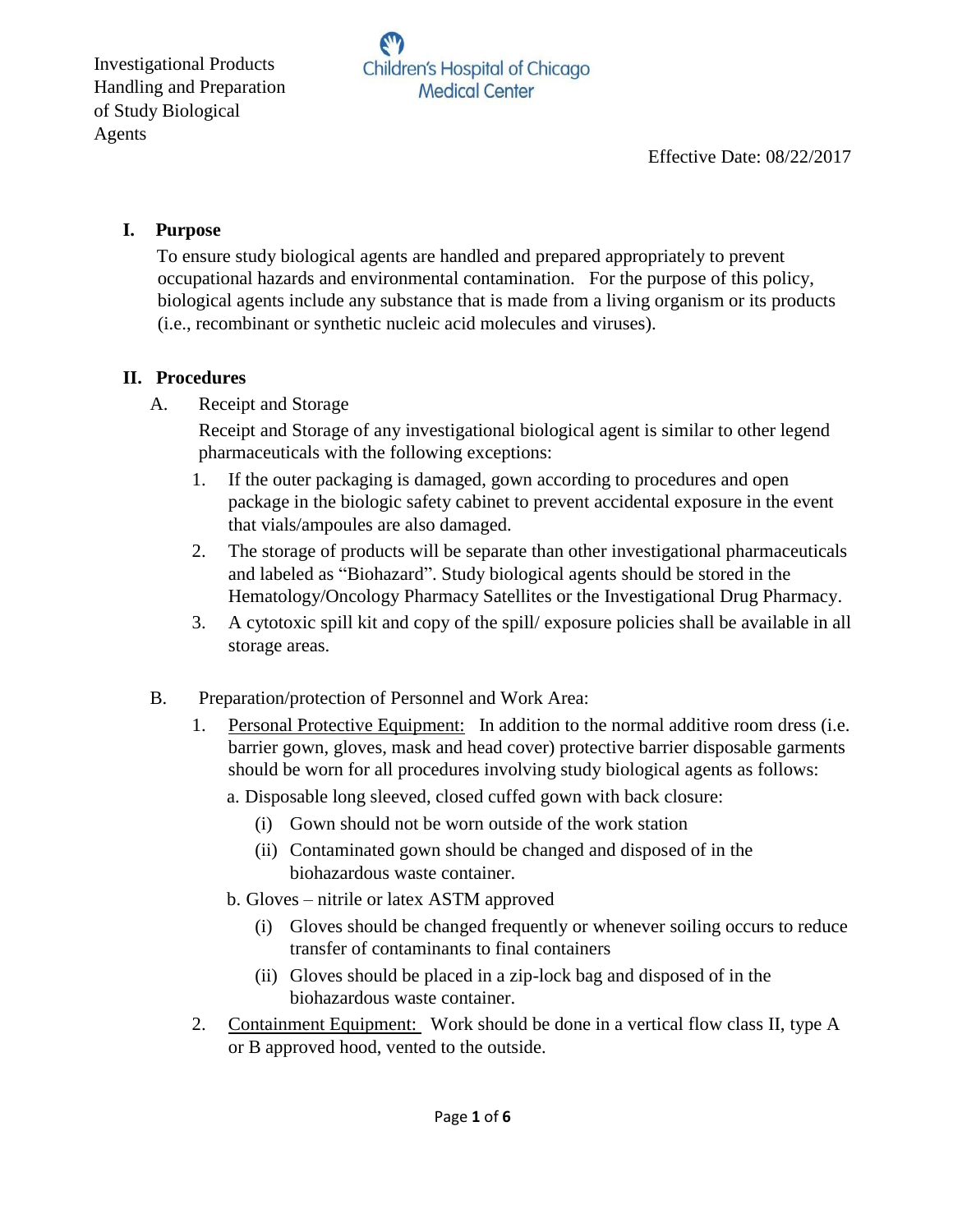Investigational Products Handling and Preparation of Study Biological Agents

Children's Hospital of Chicago Medical Center

Effective Date: 08/22/2017

## I. Purpose

To ensure study biological agents are handled and prepared appropriately to prevent occupational hazards and environmental contamination. For the purpose of this policy, biological agents include any substance that is made from a living organism or its products (i.e., recombinant or synthetic nucleic acid molecules and viruses).

## II. Procedures

A. Receipt and Storage

Receipt and Storage of any investigational biological agent is similar to other legend pharmaceuticals with the following exceptions:

1. If the outer packaging is damaged, gown according to procedures and open package in the biologic safety cabinet to prevent accidental exposure in the event that vials/ampoules are also damaged.
2. The storage of products will be separate than other investigational pharmaceuticals and labeled as "Biohazard". Study biological agents should be stored in the Hematology/Oncology Pharmacy Satellites or the Investigational Drug Pharmacy.
3. A cytotoxic spill kit and copy of the spill/ exposure policies shall be available in all storage areas.

B. Preparation/protection of Personnel and Work Area:

1. Personal Protective Equipment: In addition to the normal additive room dress (i.e. barrier gown, gloves, mask and head cover) protective barrier disposable garments should be worn for all procedures involving study biological agents as follows:
   a. Disposable long sleeved, closed cuffed gown with back closure:
      (i) Gown should not be worn outside of the work station
      (ii) Contaminated gown should be changed and disposed of in the biohazardous waste container.

   b. Gloves – nitrile or latex ASTM approved
      (i) Gloves should be changed frequently or whenever soiling occurs to reduce transfer of contaminants to final containers
      (ii) Gloves should be placed in a zip-lock bag and disposed of in the biohazardous waste container.
2. Containment Equipment: Work should be done in a vertical flow class II, type A or B approved hood, vented to the outside.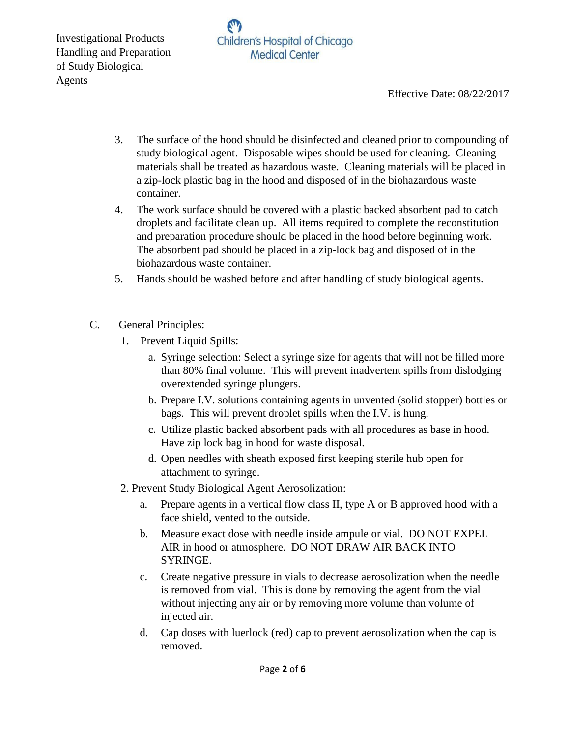3. The surface of the hood should be disinfected and cleaned prior to compounding of study biological agent. Disposable wipes should be used for cleaning. Cleaning materials shall be treated as hazardous waste. Cleaning materials will be placed in a zip-lock plastic bag in the hood and disposed of in the biohazardous waste container.
4. The work surface should be covered with a plastic backed absorbent pad to catch droplets and facilitate clean up. All items required to complete the reconstitution and preparation procedure should be placed in the hood before beginning work. The absorbent pad should be placed in a zip-lock bag and disposed of in the biohazardous waste container.
5. Hands should be washed before and after handling of study biological agents.

C. General Principles:

1. Prevent Liquid Spills:
   a. Syringe selection: Select a syringe size for agents that will not be filled more than 80% final volume. This will prevent inadvertent spills from dislodging overextended syringe plungers.
   b. Prepare I.V. solutions containing agents in unvented (solid stopper) bottles or bags. This will prevent droplet spills when the I.V. is hung.
   c. Utilize plastic backed absorbent pads with all procedures as base in hood. Have zip lock bag in hood for waste disposal.
   d. Open needles with sheath exposed first keeping sterile hub open for attachment to syringe.
2. Prevent Study Biological Agent Aerosolization:
   a. Prepare agents in a vertical flow class II, type A or B approved hood with a face shield, vented to the outside.
   b. Measure exact dose with needle inside ampule or vial. DO NOT EXPEL AIR in hood or atmosphere. DO NOT DRAW AIR BACK INTO SYRINGE.
   c. Create negative pressure in vials to decrease aerosolization when the needle is removed from vial. This is done by removing the agent from the vial without injecting any air or by removing more volume than volume of injected air.
   d. Cap doses with luerlock (red) cap to prevent aerosolization when the cap is removed.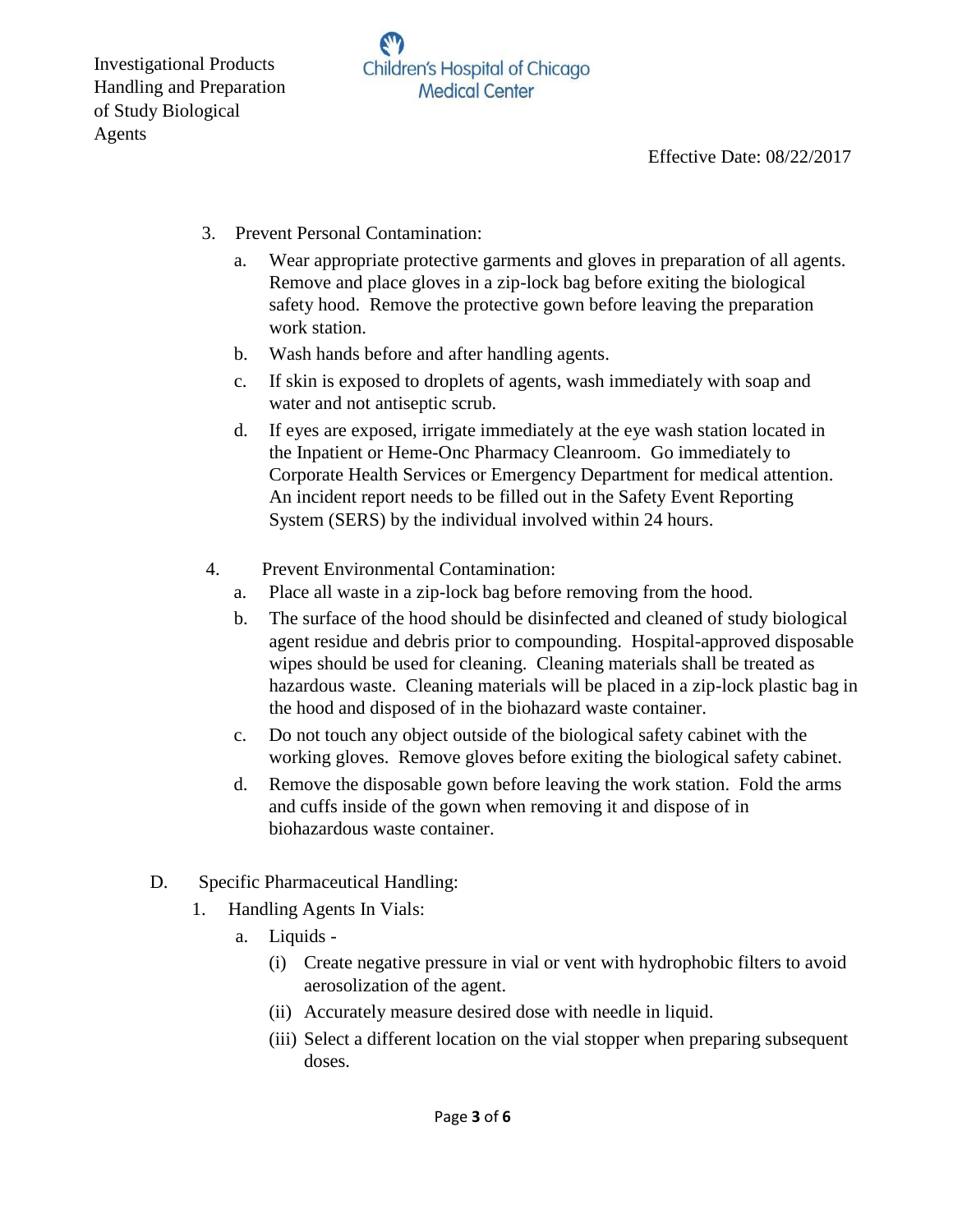3. Prevent Personal Contamination:
   a. Wear appropriate protective garments and gloves in preparation of all agents. Remove and place gloves in a zip-lock bag before exiting the biological safety hood. Remove the protective gown before leaving the preparation work station.
   b. Wash hands before and after handling agents.
   c. If skin is exposed to droplets of agents, wash immediately with soap and water and not antiseptic scrub.
   d. If eyes are exposed, irrigate immediately at the eye wash station located in the Inpatient or Heme-Onc Pharmacy Cleanroom. Go immediately to Corporate Health Services or Emergency Department for medical attention. An incident report needs to be filled out in the Safety Event Reporting System (SERS) by the individual involved within 24 hours.

4. Prevent Environmental Contamination:
   a. Place all waste in a zip-lock bag before removing from the hood.
   b. The surface of the hood should be disinfected and cleaned of study biological agent residue and debris prior to compounding. Hospital-approved disposable wipes should be used for cleaning. Cleaning materials shall be treated as hazardous waste. Cleaning materials will be placed in a zip-lock plastic bag in the hood and disposed of in the biohazard waste container.
   c. Do not touch any object outside of the biological safety cabinet with the working gloves. Remove gloves before exiting the biological safety cabinet.
   d. Remove the disposable gown before leaving the work station. Fold the arms and cuffs inside of the gown when removing it and dispose of in biohazardous waste container.

D. Specific Pharmaceutical Handling:
   1. Handling Agents In Vials:
      a. Liquids -
         (i) Create negative pressure in vial or vent with hydrophobic filters to avoid aerosolization of the agent.
         (ii) Accurately measure desired dose with needle in liquid.
         (iii) Select a different location on the vial stopper when preparing subsequent doses.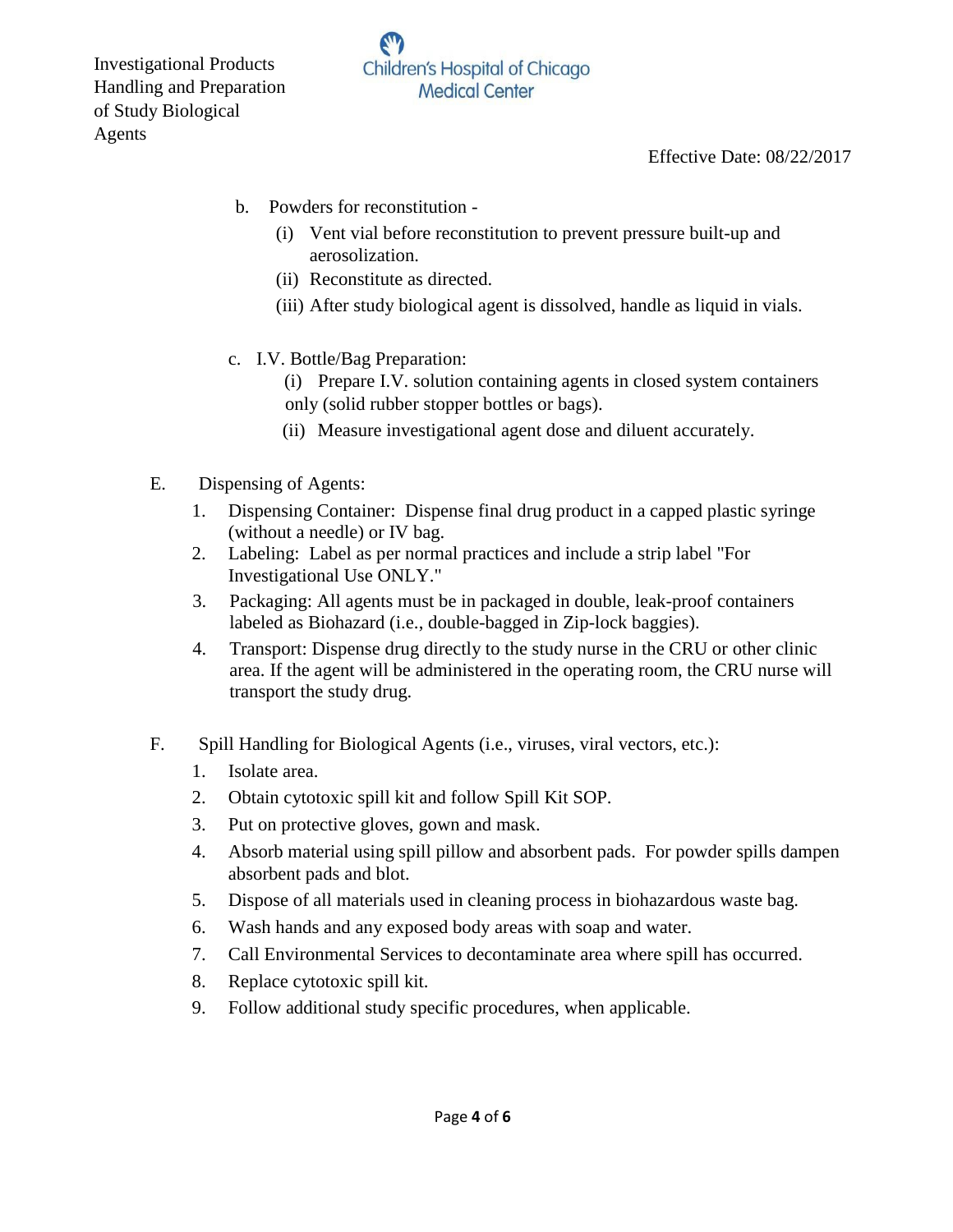b. Powders for reconstitution -

   (i) Vent vial before reconstitution to prevent pressure built-up and aerosolization.

   (ii) Reconstitute as directed.

   (iii) After study biological agent is dissolved, handle as liquid in vials.

c. I.V. Bottle/Bag Preparation:

   (i) Prepare I.V. solution containing agents in closed system containers only (solid rubber stopper bottles or bags).

   (ii) Measure investigational agent dose and diluent accurately.

E. Dispensing of Agents:

1. Dispensing Container: Dispense final drug product in a capped plastic syringe (without a needle) or IV bag.
2. Labeling: Label as per normal practices and include a strip label "For Investigational Use ONLY."
3. Packaging: All agents must be in packaged in double, leak-proof containers labeled as Biohazard (i.e., double-bagged in Zip-lock baggies).
4. Transport: Dispense drug directly to the study nurse in the CRU or other clinic area. If the agent will be administered in the operating room, the CRU nurse will transport the study drug.

F. Spill Handling for Biological Agents (i.e., viruses, viral vectors, etc.):

1. Isolate area.
2. Obtain cytotoxic spill kit and follow Spill Kit SOP.
3. Put on protective gloves, gown and mask.
4. Absorb material using spill pillow and absorbent pads. For powder spills dampen absorbent pads and blot.
5. Dispose of all materials used in cleaning process in biohazardous waste bag.
6. Wash hands and any exposed body areas with soap and water.
7. Call Environmental Services to decontaminate area where spill has occurred.
8. Replace cytotoxic spill kit.
9. Follow additional study specific procedures, when applicable.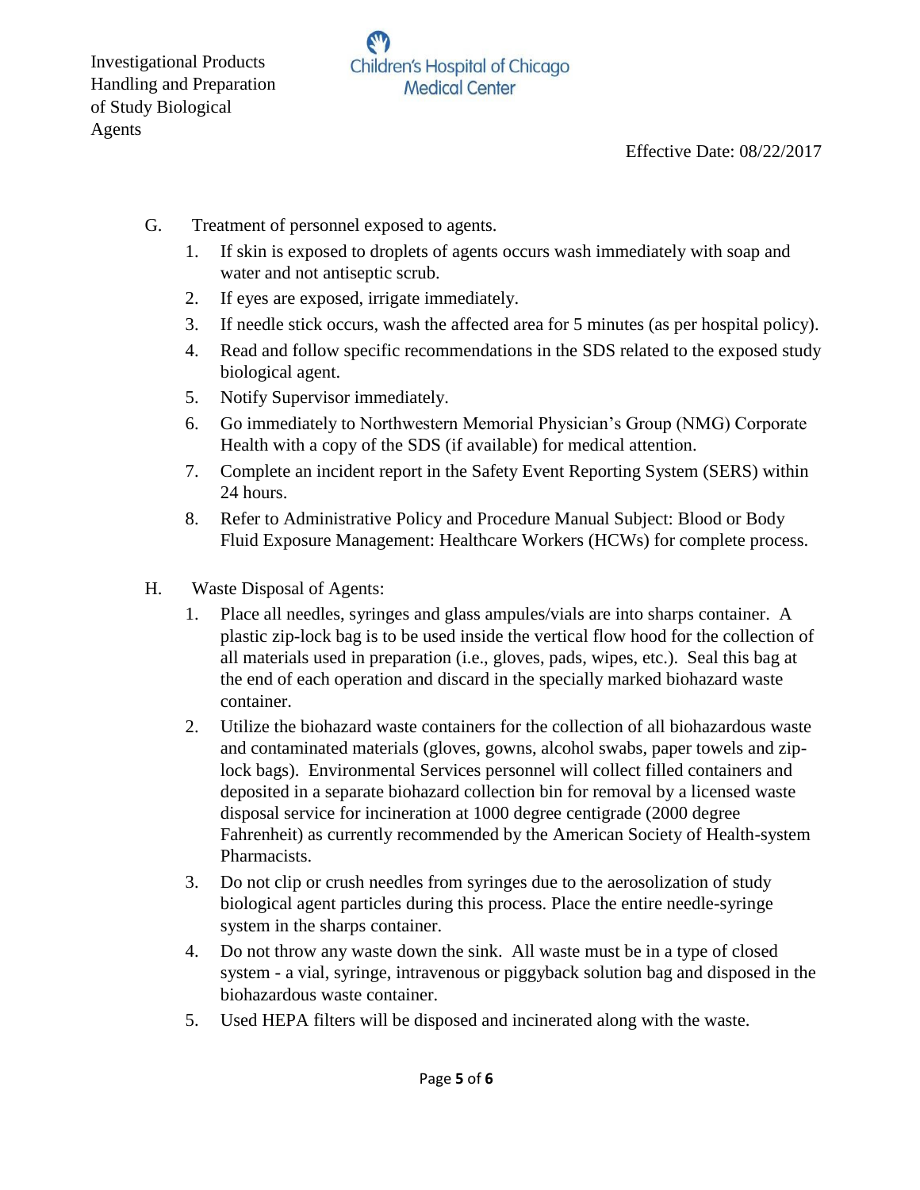G. Treatment of personnel exposed to agents.

1. If skin is exposed to droplets of agents occurs wash immediately with soap and water and not antiseptic scrub.
2. If eyes are exposed, irrigate immediately.
3. If needle stick occurs, wash the affected area for 5 minutes (as per hospital policy).
4. Read and follow specific recommendations in the SDS related to the exposed study biological agent.
5. Notify Supervisor immediately.
6. Go immediately to Northwestern Memorial Physician's Group (NMG) Corporate Health with a copy of the SDS (if available) for medical attention.
7. Complete an incident report in the Safety Event Reporting System (SERS) within 24 hours.
8. Refer to Administrative Policy and Procedure Manual Subject: Blood or Body Fluid Exposure Management: Healthcare Workers (HCWs) for complete process.

H. Waste Disposal of Agents:

1. Place all needles, syringes and glass ampules/vials are into sharps container. A plastic zip-lock bag is to be used inside the vertical flow hood for the collection of all materials used in preparation (i.e., gloves, pads, wipes, etc.). Seal this bag at the end of each operation and discard in the specially marked biohazard waste container.
2. Utilize the biohazard waste containers for the collection of all biohazardous waste and contaminated materials (gloves, gowns, alcohol swabs, paper towels and zip-lock bags). Environmental Services personnel will collect filled containers and deposited in a separate biohazard collection bin for removal by a licensed waste disposal service for incineration at 1000 degree centigrade (2000 degree Fahrenheit) as currently recommended by the American Society of Health-system Pharmacists.
3. Do not clip or crush needles from syringes due to the aerosolization of study biological agent particles during this process. Place the entire needle-syringe system in the sharps container.
4. Do not throw any waste down the sink. All waste must be in a type of closed system - a vial, syringe, intravenous or piggyback solution bag and disposed in the biohazardous waste container.
5. Used HEPA filters will be disposed and incinerated along with the waste.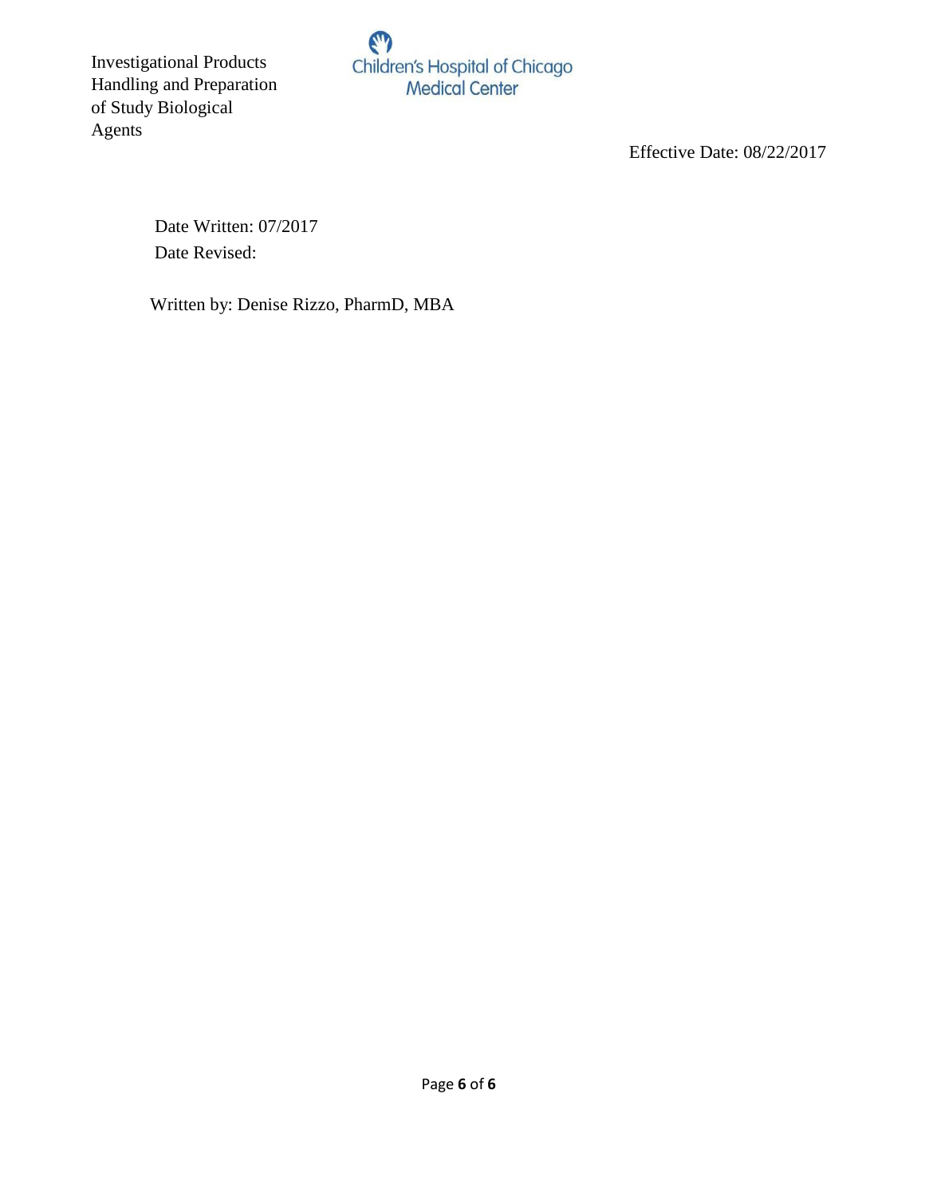Date Written: 07/2017

Date Revised:

Written by: Denise Rizzo, PharmD, MBA